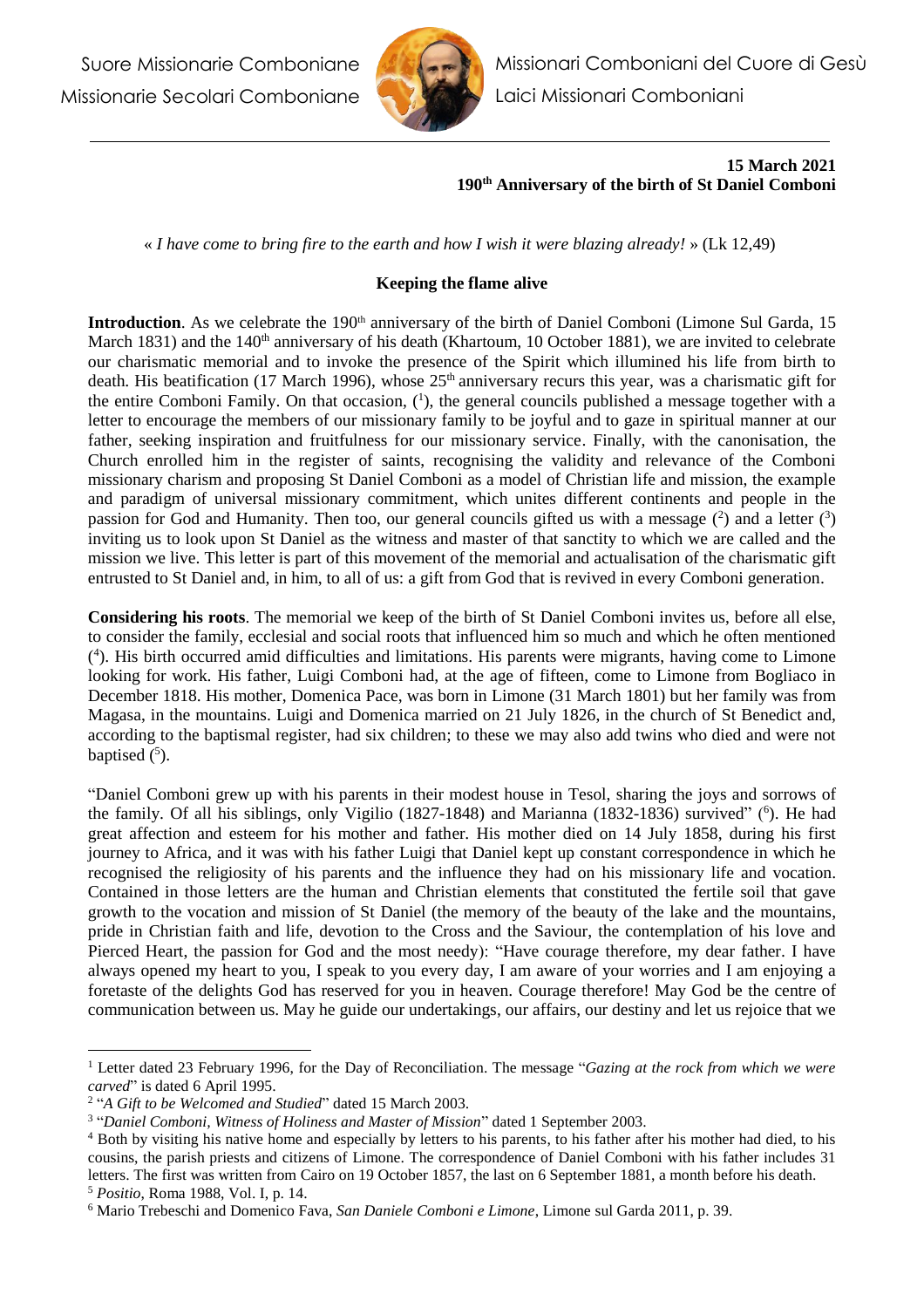Suore Missionarie Comboniane
Missionarie Secolari Comboniane

Missionari Comboniani del Cuore di Gesù
Laici Missionari Comboniani

**15 March 2021**
**190th Anniversary of the birth of St Daniel Comboni**

« *I have come to bring fire to the earth and how I wish it were blazing already!* » (Lk 12,49)

## Keeping the flame alive

**Introduction**. As we celebrate the 190th anniversary of the birth of Daniel Comboni (Limone Sul Garda, 15 March 1831) and the 140th anniversary of his death (Khartoum, 10 October 1881), we are invited to celebrate our charismatic memorial and to invoke the presence of the Spirit which illumined his life from birth to death. His beatification (17 March 1996), whose 25th anniversary recurs this year, was a charismatic gift for the entire Comboni Family. On that occasion, ([1]), the general councils published a message together with a letter to encourage the members of our missionary family to be joyful and to gaze in spiritual manner at our father, seeking inspiration and fruitfulness for our missionary service. Finally, with the canonisation, the Church enrolled him in the register of saints, recognising the validity and relevance of the Comboni missionary charism and proposing St Daniel Comboni as a model of Christian life and mission, the example and paradigm of universal missionary commitment, which unites different continents and people in the passion for God and Humanity. Then too, our general councils gifted us with a message ([2]) and a letter ([3]) inviting us to look upon St Daniel as the witness and master of that sanctity to which we are called and the mission we live. This letter is part of this movement of the memorial and actualisation of the charismatic gift entrusted to St Daniel and, in him, to all of us: a gift from God that is revived in every Comboni generation.

**Considering his roots**. The memorial we keep of the birth of St Daniel Comboni invites us, before all else, to consider the family, ecclesial and social roots that influenced him so much and which he often mentioned ([4]). His birth occurred amid difficulties and limitations. His parents were migrants, having come to Limone looking for work. His father, Luigi Comboni had, at the age of fifteen, come to Limone from Bogliaco in December 1818. His mother, Domenica Pace, was born in Limone (31 March 1801) but her family was from Magasa, in the mountains. Luigi and Domenica married on 21 July 1826, in the church of St Benedict and, according to the baptismal register, had six children; to these we may also add twins who died and were not baptised ([5]).

"Daniel Comboni grew up with his parents in their modest house in Tesol, sharing the joys and sorrows of the family. Of all his siblings, only Vigilio (1827-1848) and Marianna (1832-1836) survived" ([6]). He had great affection and esteem for his mother and father. His mother died on 14 July 1858, during his first journey to Africa, and it was with his father Luigi that Daniel kept up constant correspondence in which he recognised the religiosity of his parents and the influence they had on his missionary life and vocation. Contained in those letters are the human and Christian elements that constituted the fertile soil that gave growth to the vocation and mission of St Daniel (the memory of the beauty of the lake and the mountains, pride in Christian faith and life, devotion to the Cross and the Saviour, the contemplation of his love and Pierced Heart, the passion for God and the most needy): "Have courage therefore, my dear father. I have always opened my heart to you, I speak to you every day, I am aware of your worries and I am enjoying a foretaste of the delights God has reserved for you in heaven. Courage therefore! May God be the centre of communication between us. May he guide our undertakings, our affairs, our destiny and let us rejoice that we

---

[1] Letter dated 23 February 1996, for the Day of Reconciliation. The message "*Gazing at the rock from which we were carved*" is dated 6 April 1995.

[2] "*A Gift to be Welcomed and Studied*" dated 15 March 2003.

[3] "*Daniel Comboni, Witness of Holiness and Master of Mission*" dated 1 September 2003.

[4] Both by visiting his native home and especially by letters to his parents, to his father after his mother had died, to his cousins, the parish priests and citizens of Limone. The correspondence of Daniel Comboni with his father includes 31 letters. The first was written from Cairo on 19 October 1857, the last on 6 September 1881, a month before his death.

[5] *Positio*, Roma 1988, Vol. I, p. 14.

[6] Mario Trebeschi and Domenico Fava, *San Daniele Comboni e Limone*, Limone sul Garda 2011, p. 39.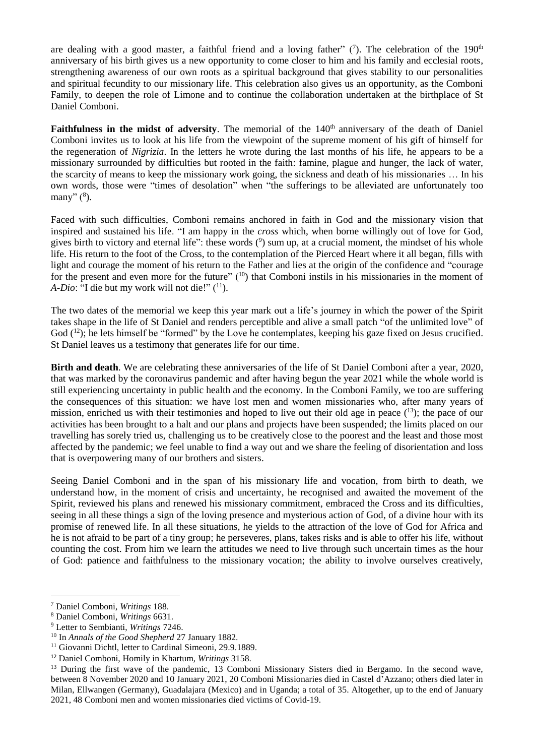are dealing with a good master, a faithful friend and a loving father" ([7]). The celebration of the 190th anniversary of his birth gives us a new opportunity to come closer to him and his family and ecclesial roots, strengthening awareness of our own roots as a spiritual background that gives stability to our personalities and spiritual fecundity to our missionary life. This celebration also gives us an opportunity, as the Comboni Family, to deepen the role of Limone and to continue the collaboration undertaken at the birthplace of St Daniel Comboni.

**Faithfulness in the midst of adversity**. The memorial of the 140th anniversary of the death of Daniel Comboni invites us to look at his life from the viewpoint of the supreme moment of his gift of himself for the regeneration of *Nigrizia*. In the letters he wrote during the last months of his life, he appears to be a missionary surrounded by difficulties but rooted in the faith: famine, plague and hunger, the lack of water, the scarcity of means to keep the missionary work going, the sickness and death of his missionaries … In his own words, those were "times of desolation" when "the sufferings to be alleviated are unfortunately too many" ([8]).

Faced with such difficulties, Comboni remains anchored in faith in God and the missionary vision that inspired and sustained his life. "I am happy in the *cross* which, when borne willingly out of love for God, gives birth to victory and eternal life": these words ([9]) sum up, at a crucial moment, the mindset of his whole life. His return to the foot of the Cross, to the contemplation of the Pierced Heart where it all began, fills with light and courage the moment of his return to the Father and lies at the origin of the confidence and "courage for the present and even more for the future" ([10]) that Comboni instils in his missionaries in the moment of *A-Dio*: "I die but my work will not die!" ([11]).

The two dates of the memorial we keep this year mark out a life's journey in which the power of the Spirit takes shape in the life of St Daniel and renders perceptible and alive a small patch "of the unlimited love" of God ([12]); he lets himself be "formed" by the Love he contemplates, keeping his gaze fixed on Jesus crucified. St Daniel leaves us a testimony that generates life for our time.

**Birth and death**. We are celebrating these anniversaries of the life of St Daniel Comboni after a year, 2020, that was marked by the coronavirus pandemic and after having begun the year 2021 while the whole world is still experiencing uncertainty in public health and the economy. In the Comboni Family, we too are suffering the consequences of this situation: we have lost men and women missionaries who, after many years of mission, enriched us with their testimonies and hoped to live out their old age in peace ([13]); the pace of our activities has been brought to a halt and our plans and projects have been suspended; the limits placed on our travelling has sorely tried us, challenging us to be creatively close to the poorest and the least and those most affected by the pandemic; we feel unable to find a way out and we share the feeling of disorientation and loss that is overpowering many of our brothers and sisters.

Seeing Daniel Comboni and in the span of his missionary life and vocation, from birth to death, we understand how, in the moment of crisis and uncertainty, he recognised and awaited the movement of the Spirit, reviewed his plans and renewed his missionary commitment, embraced the Cross and its difficulties, seeing in all these things a sign of the loving presence and mysterious action of God, of a divine hour with its promise of renewed life. In all these situations, he yields to the attraction of the love of God for Africa and he is not afraid to be part of a tiny group; he perseveres, plans, takes risks and is able to offer his life, without counting the cost. From him we learn the attitudes we need to live through such uncertain times as the hour of God: patience and faithfulness to the missionary vocation; the ability to involve ourselves creatively,

---

[7] Daniel Comboni, *Writings* 188.

[8] Daniel Comboni, *Writings* 6631.

[9] Letter to Sembianti, *Writings* 7246.

[10] In *Annals of the Good Shepherd* 27 January 1882.

[11] Giovanni Dichtl, letter to Cardinal Simeoni, 29.9.1889.

[12] Daniel Comboni, Homily in Khartum, *Writings* 3158.

[13] During the first wave of the pandemic, 13 Comboni Missionary Sisters died in Bergamo. In the second wave, between 8 November 2020 and 10 January 2021, 20 Comboni Missionaries died in Castel d'Azzano; others died later in Milan, Ellwangen (Germany), Guadalajara (Mexico) and in Uganda; a total of 35. Altogether, up to the end of January 2021, 48 Comboni men and women missionaries died victims of Covid-19.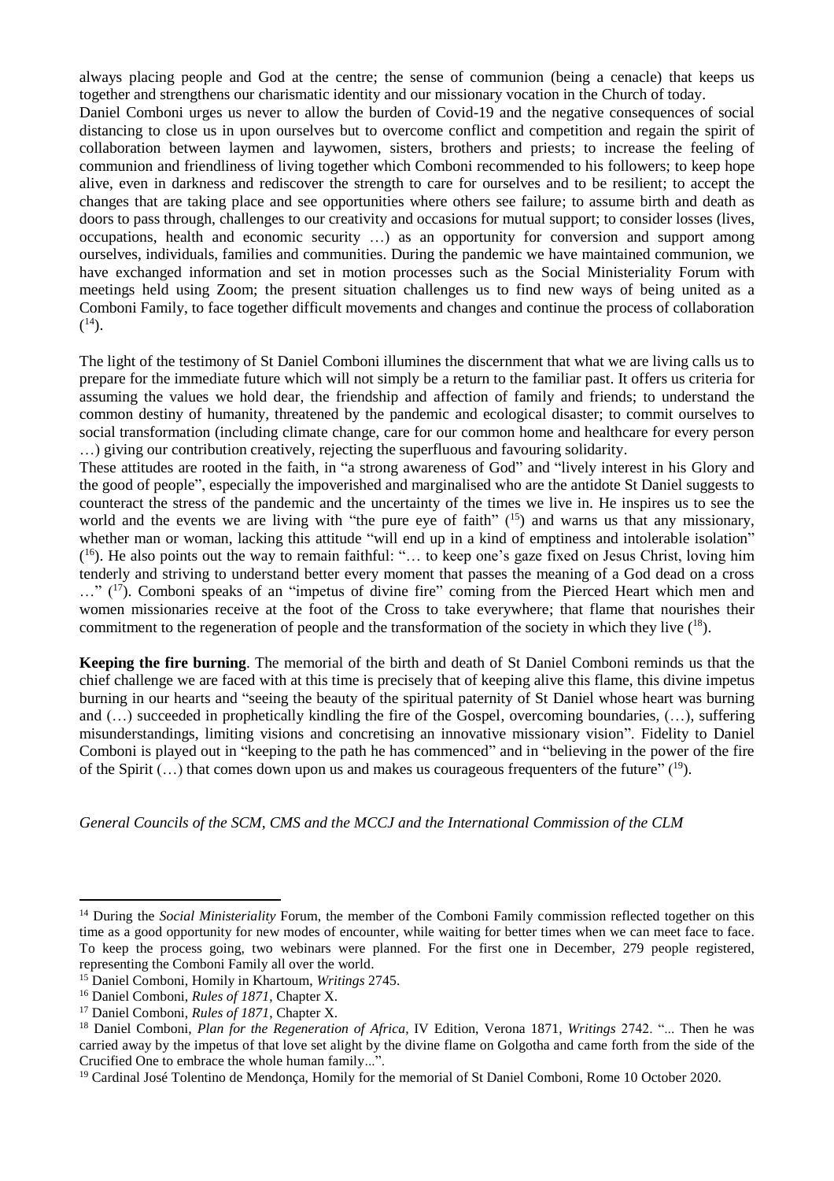always placing people and God at the centre; the sense of communion (being a cenacle) that keeps us together and strengthens our charismatic identity and our missionary vocation in the Church of today.

Daniel Comboni urges us never to allow the burden of Covid-19 and the negative consequences of social distancing to close us in upon ourselves but to overcome conflict and competition and regain the spirit of collaboration between laymen and laywomen, sisters, brothers and priests; to increase the feeling of communion and friendliness of living together which Comboni recommended to his followers; to keep hope alive, even in darkness and rediscover the strength to care for ourselves and to be resilient; to accept the changes that are taking place and see opportunities where others see failure; to assume birth and death as doors to pass through, challenges to our creativity and occasions for mutual support; to consider losses (lives, occupations, health and economic security …) as an opportunity for conversion and support among ourselves, individuals, families and communities. During the pandemic we have maintained communion, we have exchanged information and set in motion processes such as the Social Ministeriality Forum with meetings held using Zoom; the present situation challenges us to find new ways of being united as a Comboni Family, to face together difficult movements and changes and continue the process of collaboration ([14]).

The light of the testimony of St Daniel Comboni illumines the discernment that what we are living calls us to prepare for the immediate future which will not simply be a return to the familiar past. It offers us criteria for assuming the values we hold dear, the friendship and affection of family and friends; to understand the common destiny of humanity, threatened by the pandemic and ecological disaster; to commit ourselves to social transformation (including climate change, care for our common home and healthcare for every person …) giving our contribution creatively, rejecting the superfluous and favouring solidarity.

These attitudes are rooted in the faith, in "a strong awareness of God" and "lively interest in his Glory and the good of people", especially the impoverished and marginalised who are the antidote St Daniel suggests to counteract the stress of the pandemic and the uncertainty of the times we live in. He inspires us to see the world and the events we are living with "the pure eye of faith" ([15]) and warns us that any missionary, whether man or woman, lacking this attitude "will end up in a kind of emptiness and intolerable isolation" ([16]). He also points out the way to remain faithful: "… to keep one's gaze fixed on Jesus Christ, loving him tenderly and striving to understand better every moment that passes the meaning of a God dead on a cross …" ([17]). Comboni speaks of an "impetus of divine fire" coming from the Pierced Heart which men and women missionaries receive at the foot of the Cross to take everywhere; that flame that nourishes their commitment to the regeneration of people and the transformation of the society in which they live ([18]).

**Keeping the fire burning**. The memorial of the birth and death of St Daniel Comboni reminds us that the chief challenge we are faced with at this time is precisely that of keeping alive this flame, this divine impetus burning in our hearts and "seeing the beauty of the spiritual paternity of St Daniel whose heart was burning and (…) succeeded in prophetically kindling the fire of the Gospel, overcoming boundaries, (…), suffering misunderstandings, limiting visions and concretising an innovative missionary vision". Fidelity to Daniel Comboni is played out in "keeping to the path he has commenced" and in "believing in the power of the fire of the Spirit (…) that comes down upon us and makes us courageous frequenters of the future" ([19]).

*General Councils of the SCM, CMS and the MCCJ and the International Commission of the CLM*

---

[14] During the *Social Ministeriality* Forum, the member of the Comboni Family commission reflected together on this time as a good opportunity for new modes of encounter, while waiting for better times when we can meet face to face. To keep the process going, two webinars were planned. For the first one in December, 279 people registered, representing the Comboni Family all over the world.

[15] Daniel Comboni, Homily in Khartoum, *Writings* 2745.

[16] Daniel Comboni, *Rules of 1871*, Chapter X.

[17] Daniel Comboni, *Rules of 1871*, Chapter X.

[18] Daniel Comboni, *Plan for the Regeneration of Africa*, IV Edition, Verona 1871, *Writings* 2742. "... Then he was carried away by the impetus of that love set alight by the divine flame on Golgotha and came forth from the side of the Crucified One to embrace the whole human family...".

[19] Cardinal José Tolentino de Mendonça, Homily for the memorial of St Daniel Comboni, Rome 10 October 2020.